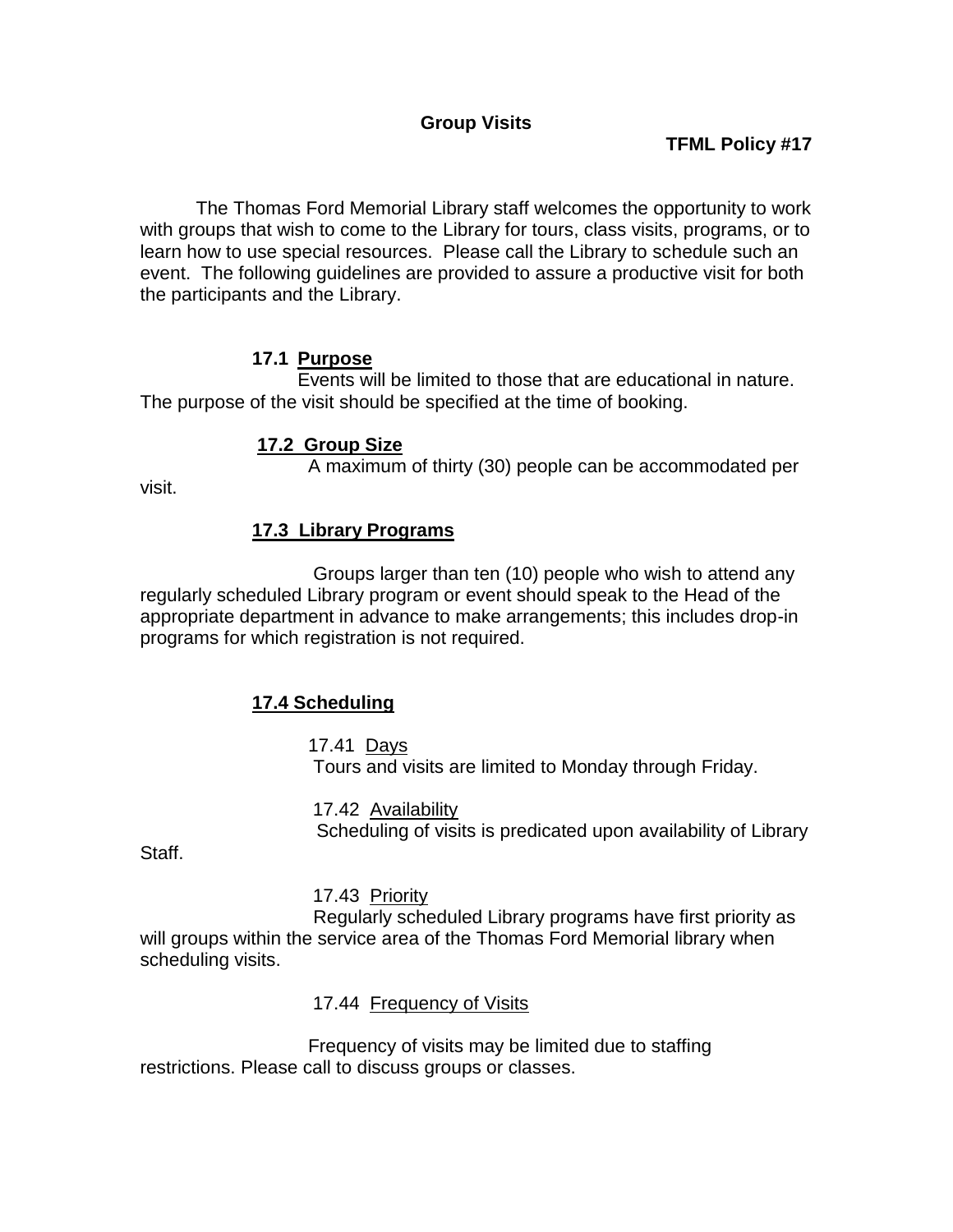# Group Visits

**TFML Policy #17**

The Thomas Ford Memorial Library staff welcomes the opportunity to work with groups that wish to come to the Library for tours, class visits, programs, or to learn how to use special resources. Please call the Library to schedule such an event. The following guidelines are provided to assure a productive visit for both the participants and the Library.

## 17.1 Purpose

Events will be limited to those that are educational in nature. The purpose of the visit should be specified at the time of booking.

## 17.2 Group Size

A maximum of thirty (30) people can be accommodated per visit.

## 17.3 Library Programs

Groups larger than ten (10) people who wish to attend any regularly scheduled Library program or event should speak to the Head of the appropriate department in advance to make arrangements; this includes drop-in programs for which registration is not required.

## 17.4 Scheduling

### 17.41 Days

Tours and visits are limited to Monday through Friday.

### 17.42 Availability

Scheduling of visits is predicated upon availability of Library Staff.

### 17.43 Priority

Regularly scheduled Library programs have first priority as will groups within the service area of the Thomas Ford Memorial library when scheduling visits.

### 17.44 Frequency of Visits

Frequency of visits may be limited due to staffing restrictions. Please call to discuss groups or classes.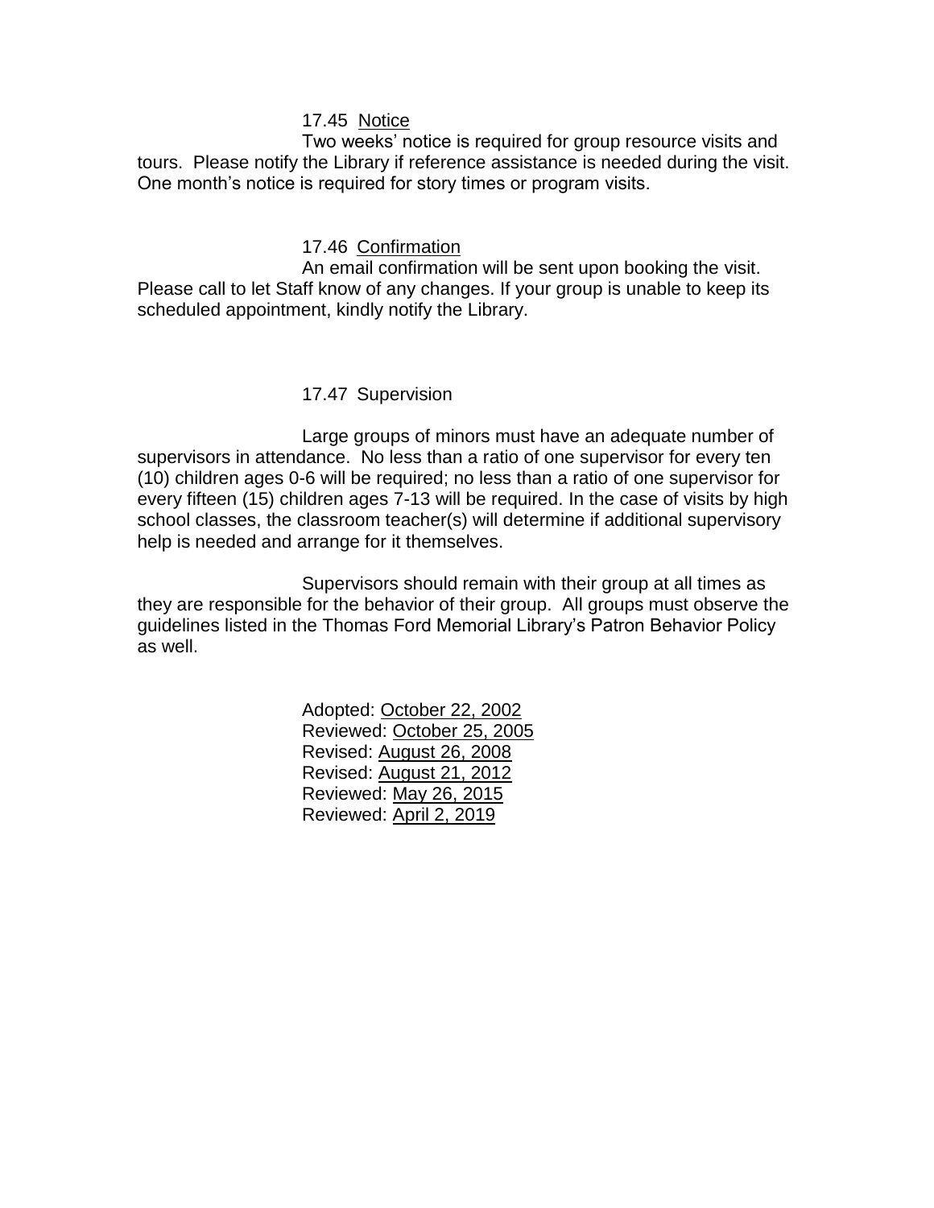17.45 Notice

Two weeks' notice is required for group resource visits and tours. Please notify the Library if reference assistance is needed during the visit. One month's notice is required for story times or program visits.

17.46 Confirmation

An email confirmation will be sent upon booking the visit. Please call to let Staff know of any changes. If your group is unable to keep its scheduled appointment, kindly notify the Library.

17.47 Supervision

Large groups of minors must have an adequate number of supervisors in attendance. No less than a ratio of one supervisor for every ten (10) children ages 0-6 will be required; no less than a ratio of one supervisor for every fifteen (15) children ages 7-13 will be required. In the case of visits by high school classes, the classroom teacher(s) will determine if additional supervisory help is needed and arrange for it themselves.

Supervisors should remain with their group at all times as they are responsible for the behavior of their group. All groups must observe the guidelines listed in the Thomas Ford Memorial Library's Patron Behavior Policy as well.

Adopted: October 22, 2002
Reviewed: October 25, 2005
Revised: August 26, 2008
Revised: August 21, 2012
Reviewed: May 26, 2015
Reviewed: April 2, 2019